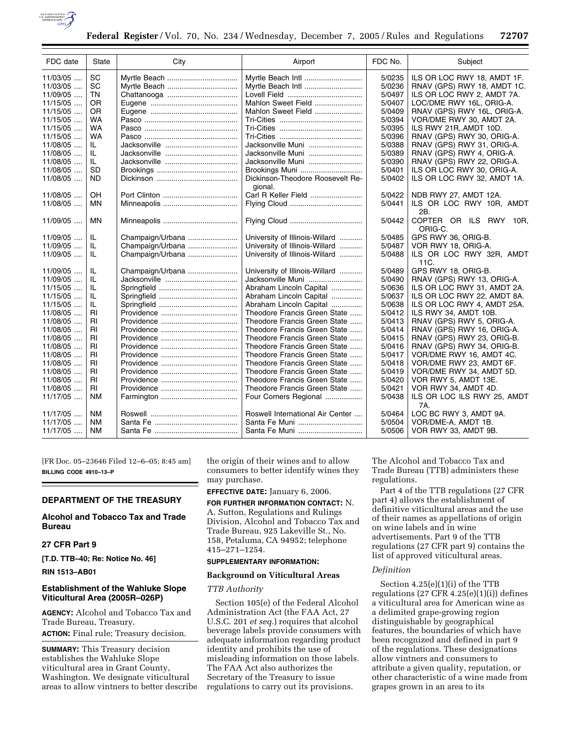| FDC date | State | City | Airport | FDC No. | Subject |
|---|---|---|---|---|---|
| 11/03/05 | SC | Myrtle Beach | Myrtle Beach Intl | 5/0235 | ILS OR LOC RWY 18, AMDT 1F. |
| 11/03/05 | SC | Myrtle Beach | Myrtle Beach Intl | 5/0236 | RNAV (GPS) RWY 18, AMDT 1C. |
| 11/09/05 | TN | Chattanooga | Lovell Field | 5/0497 | ILS OR LOC RWY 2, AMDT 7A. |
| 11/15/05 | OR | Eugene | Mahlon Sweet Field | 5/0407 | LOC/DME RWY 16L, ORIG-A. |
| 11/15/05 | OR | Eugene | Mahlon Sweet Field | 5/0409 | RNAV (GPS) RWY 16L, ORIG-A. |
| 11/15/05 | WA | Pasco | Tri-Cities | 5/0394 | VOR/DME RWY 30, AMDT 2A. |
| 11/15/05 | WA | Pasco | Tri-Cities | 5/0395 | ILS RWY 21R,.AMDT 10D. |
| 11/15/05 | WA | Pasco | Tri-Cities | 5/0396 | RNAV (GPS) RWY 30, ORIG-A. |
| 11/08/05 | IL | Jacksonville | Jacksonville Muni | 5/0388 | RNAV (GPS) RWY 31, ORIG-A. |
| 11/08/05 | IL | Jacksonville | Jacksonville Muni | 5/0389 | RNAV (GPS) RWY 4, ORIG-A. |
| 11/08/05 | IL | Jacksonville | Jacksonville Muni | 5/0390 | RNAV (GPS) RWY 22, ORIG-A. |
| 11/08/05 | SD | Brookings | Brookings Muni | 5/0401 | ILS OR LOC RWY 30, ORIG-A. |
| 11/08/05 | ND | Dickinson | Dickinson-Theodore Roosevelt Regional. | 5/0402 | ILS OR LOC RWY 32, AMDT 1A. |
| 11/08/05 | OH | Port Clinton | Carl R Keller Field | 5/0422 | NDB RWY 27, AMDT 12A. |
| 11/08/05 | MN | Minneapolis | Flying Cloud | 5/0441 | ILS OR LOC RWY 10R, AMDT 2B. |
| 11/09/05 | MN | Minneapolis | Flying Cloud | 5/0442 | COPTER OR ILS RWY 10R, ORIG-C. |
| 11/09/05 | IL | Champaign/Urbana | University of Illinois-Willard | 5/0485 | GPS RWY 36, ORIG-B. |
| 11/09/05 | IL | Champaign/Urbana | University of Illinois-Willard | 5/0487 | VOR RWY 18, ORIG-A. |
| 11/09/05 | IL | Champaign/Urbana | University of Illinois-Willard | 5/0488 | ILS OR LOC RWY 32R, AMDT 11C. |
| 11/09/05 | IL | Champaign/Urbana | University of Illinois-Willard | 5/0489 | GPS RWY 18, ORIG-B. |
| 11/09/05 | IL | Jacksonville | Jacksonville Muni | 5/0490 | RNAV (GPS) RWY 13, ORIG-A. |
| 11/15/05 | IL | Springfield | Abraham Lincoln Capital | 5/0636 | ILS OR LOC RWY 31, AMDT 2A. |
| 11/15/05 | IL | Springfield | Abraham Lincoln Capital | 5/0637 | ILS OR LOC RWY 22, AMDT 8A. |
| 11/15/05 | IL | Springfield | Abraham Lincoln Capital | 5/0638 | ILS OR LOC RWY 4, AMDT 25A. |
| 11/08/05 | RI | Providence | Theodore Francis Green State | 5/0412 | ILS RWY 34, AMDT 10B. |
| 11/08/05 | RI | Providence | Theodore Francis Green State | 5/0413 | RNAV (GPS) RWY 5, ORIG-A. |
| 11/08/05 | RI | Providence | Theodore Francis Green State | 5/0414 | RNAV (GPS) RWY 16, ORIG-A. |
| 11/08/05 | RI | Providence | Theodore Francis Green State | 5/0415 | RNAV (GPS) RWY 23, ORIG-B. |
| 11/08/05 | RI | Providence | Theodore Francis Green State | 5/0416 | RNAV (GPS) RWY 34, ORIG-B. |
| 11/08/05 | RI | Providence | Theodore Francis Green State | 5/0417 | VOR/DME RWY 16, AMDT 4C. |
| 11/08/05 | RI | Providence | Theodore Francis Green State | 5/0418 | VOR/DME RWY 23, AMDT 6F. |
| 11/08/05 | RI | Providence | Theodore Francis Green State | 5/0419 | VOR/DME RWY 34, AMDT 5D. |
| 11/08/05 | RI | Providence | Theodore Francis Green State | 5/0420 | VOR RWY 5, AMDT 13E. |
| 11/08/05 | RI | Providence | Theodore Francis Green State | 5/0421 | VOR RWY 34, AMDT 4D. |
| 11/17/05 | NM | Farmington | Four Corners Regional | 5/0438 | ILS OR LOC ILS RWY 25, AMDT 7A. |
| 11/17/05 | NM | Roswell | Roswell International Air Center | 5/0464 | LOC BC RWY 3, AMDT 9A. |
| 11/17/05 | NM | Santa Fe | Santa Fe Muni | 5/0504 | VOR/DME-A, AMDT 1B. |
| 11/17/05 | NM | Santa Fe | Santa Fe Muni | 5/0506 | VOR RWY 33, AMDT 9B. |

[FR Doc. 05–23646 Filed 12–6–05; 8:45 am]

**BILLING CODE 4910–13–P**

## DEPARTMENT OF THE TREASURY

### Alcohol and Tobacco Tax and Trade Bureau

### 27 CFR Part 9

**[T.D. TTB–40; Re: Notice No. 46]**

**RIN 1513–AB01**

### Establishment of the Wahluke Slope Viticultural Area (2005R–026P)

**AGENCY:** Alcohol and Tobacco Tax and Trade Bureau, Treasury.

**ACTION:** Final rule; Treasury decision.

**SUMMARY:** This Treasury decision establishes the Wahluke Slope viticultural area in Grant County, Washington. We designate viticultural areas to allow vintners to better describe the origin of their wines and to allow consumers to better identify wines they may purchase.

**EFFECTIVE DATE:** January 6, 2006.

**FOR FURTHER INFORMATION CONTACT:** N. A. Sutton, Regulations and Rulings Division, Alcohol and Tobacco Tax and Trade Bureau, 925 Lakeville St., No. 158, Petaluma, CA 94952; telephone 415–271–1254.

**SUPPLEMENTARY INFORMATION:**

### Background on Viticultural Areas

*TTB Authority*

Section 105(e) of the Federal Alcohol Administration Act (the FAA Act, 27 U.S.C. 201 *et seq.*) requires that alcohol beverage labels provide consumers with adequate information regarding product identity and prohibits the use of misleading information on those labels. The FAA Act also authorizes the Secretary of the Treasury to issue regulations to carry out its provisions. The Alcohol and Tobacco Tax and Trade Bureau (TTB) administers these regulations.

Part 4 of the TTB regulations (27 CFR part 4) allows the establishment of definitive viticultural areas and the use of their names as appellations of origin on wine labels and in wine advertisements. Part 9 of the TTB regulations (27 CFR part 9) contains the list of approved viticultural areas.

*Definition*

Section 4.25(e)(1)(i) of the TTB regulations (27 CFR 4.25(e)(1)(i)) defines a viticultural area for American wine as a delimited grape-growing region distinguishable by geographical features, the boundaries of which have been recognized and defined in part 9 of the regulations. These designations allow vintners and consumers to attribute a given quality, reputation, or other characteristic of a wine made from grapes grown in an area to its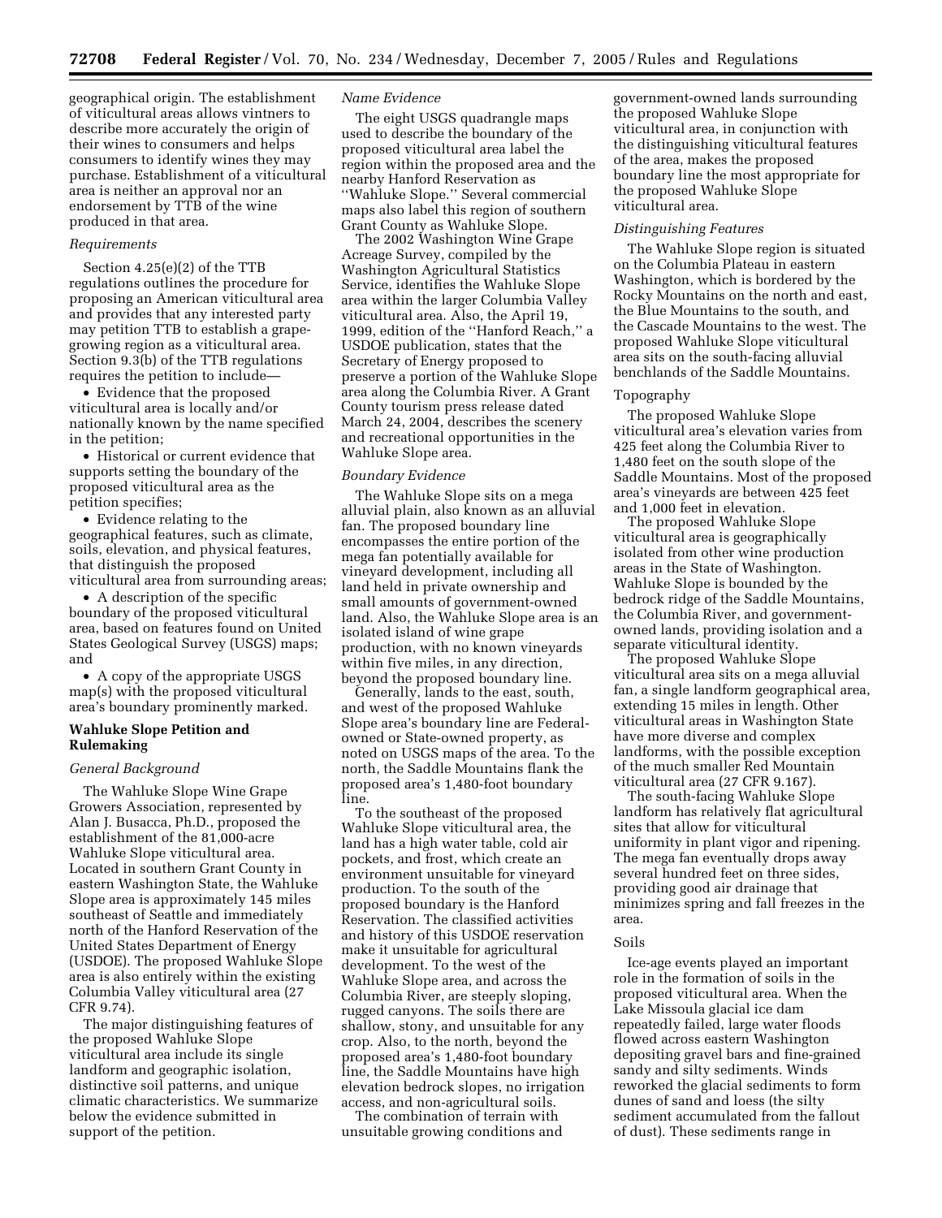geographical origin. The establishment of viticultural areas allows vintners to describe more accurately the origin of their wines to consumers and helps consumers to identify wines they may purchase. Establishment of a viticultural area is neither an approval nor an endorsement by TTB of the wine produced in that area.

*Requirements*

Section 4.25(e)(2) of the TTB regulations outlines the procedure for proposing an American viticultural area and provides that any interested party may petition TTB to establish a grape-growing region as a viticultural area. Section 9.3(b) of the TTB regulations requires the petition to include—

- Evidence that the proposed viticultural area is locally and/or nationally known by the name specified in the petition;
- Historical or current evidence that supports setting the boundary of the proposed viticultural area as the petition specifies;
- Evidence relating to the geographical features, such as climate, soils, elevation, and physical features, that distinguish the proposed viticultural area from surrounding areas;
- A description of the specific boundary of the proposed viticultural area, based on features found on United States Geological Survey (USGS) maps; and
- A copy of the appropriate USGS map(s) with the proposed viticultural area's boundary prominently marked.

## Wahluke Slope Petition and Rulemaking

*General Background*

The Wahluke Slope Wine Grape Growers Association, represented by Alan J. Busacca, Ph.D., proposed the establishment of the 81,000-acre Wahluke Slope viticultural area. Located in southern Grant County in eastern Washington State, the Wahluke Slope area is approximately 145 miles southeast of Seattle and immediately north of the Hanford Reservation of the United States Department of Energy (USDOE). The proposed Wahluke Slope area is also entirely within the existing Columbia Valley viticultural area (27 CFR 9.74).

The major distinguishing features of the proposed Wahluke Slope viticultural area include its single landform and geographic isolation, distinctive soil patterns, and unique climatic characteristics. We summarize below the evidence submitted in support of the petition.

*Name Evidence*

The eight USGS quadrangle maps used to describe the boundary of the proposed viticultural area label the region within the proposed area and the nearby Hanford Reservation as ''Wahluke Slope.'' Several commercial maps also label this region of southern Grant County as Wahluke Slope.

The 2002 Washington Wine Grape Acreage Survey, compiled by the Washington Agricultural Statistics Service, identifies the Wahluke Slope area within the larger Columbia Valley viticultural area. Also, the April 19, 1999, edition of the ''Hanford Reach,'' a USDOE publication, states that the Secretary of Energy proposed to preserve a portion of the Wahluke Slope area along the Columbia River. A Grant County tourism press release dated March 24, 2004, describes the scenery and recreational opportunities in the Wahluke Slope area.

*Boundary Evidence*

The Wahluke Slope sits on a mega alluvial plain, also known as an alluvial fan. The proposed boundary line encompasses the entire portion of the mega fan potentially available for vineyard development, including all land held in private ownership and small amounts of government-owned land. Also, the Wahluke Slope area is an isolated island of wine grape production, with no known vineyards within five miles, in any direction, beyond the proposed boundary line.

Generally, lands to the east, south, and west of the proposed Wahluke Slope area's boundary line are Federal-owned or State-owned property, as noted on USGS maps of the area. To the north, the Saddle Mountains flank the proposed area's 1,480-foot boundary line.

To the southeast of the proposed Wahluke Slope viticultural area, the land has a high water table, cold air pockets, and frost, which create an environment unsuitable for vineyard production. To the south of the proposed boundary is the Hanford Reservation. The classified activities and history of this USDOE reservation make it unsuitable for agricultural development. To the west of the Wahluke Slope area, and across the Columbia River, are steeply sloping, rugged canyons. The soils there are shallow, stony, and unsuitable for any crop. Also, to the north, beyond the proposed area's 1,480-foot boundary line, the Saddle Mountains have high elevation bedrock slopes, no irrigation access, and non-agricultural soils.

The combination of terrain with unsuitable growing conditions and government-owned lands surrounding the proposed Wahluke Slope viticultural area, in conjunction with the distinguishing viticultural features of the area, makes the proposed boundary line the most appropriate for the proposed Wahluke Slope viticultural area.

*Distinguishing Features*

The Wahluke Slope region is situated on the Columbia Plateau in eastern Washington, which is bordered by the Rocky Mountains on the north and east, the Blue Mountains to the south, and the Cascade Mountains to the west. The proposed Wahluke Slope viticultural area sits on the south-facing alluvial benchlands of the Saddle Mountains.

Topography

The proposed Wahluke Slope viticultural area's elevation varies from 425 feet along the Columbia River to 1,480 feet on the south slope of the Saddle Mountains. Most of the proposed area's vineyards are between 425 feet and 1,000 feet in elevation.

The proposed Wahluke Slope viticultural area is geographically isolated from other wine production areas in the State of Washington. Wahluke Slope is bounded by the bedrock ridge of the Saddle Mountains, the Columbia River, and government-owned lands, providing isolation and a separate viticultural identity.

The proposed Wahluke Slope viticultural area sits on a mega alluvial fan, a single landform geographical area, extending 15 miles in length. Other viticultural areas in Washington State have more diverse and complex landforms, with the possible exception of the much smaller Red Mountain viticultural area (27 CFR 9.167).

The south-facing Wahluke Slope landform has relatively flat agricultural sites that allow for viticultural uniformity in plant vigor and ripening. The mega fan eventually drops away several hundred feet on three sides, providing good air drainage that minimizes spring and fall freezes in the area.

Soils

Ice-age events played an important role in the formation of soils in the proposed viticultural area. When the Lake Missoula glacial ice dam repeatedly failed, large water floods flowed across eastern Washington depositing gravel bars and fine-grained sandy and silty sediments. Winds reworked the glacial sediments to form dunes of sand and loess (the silty sediment accumulated from the fallout of dust). These sediments range in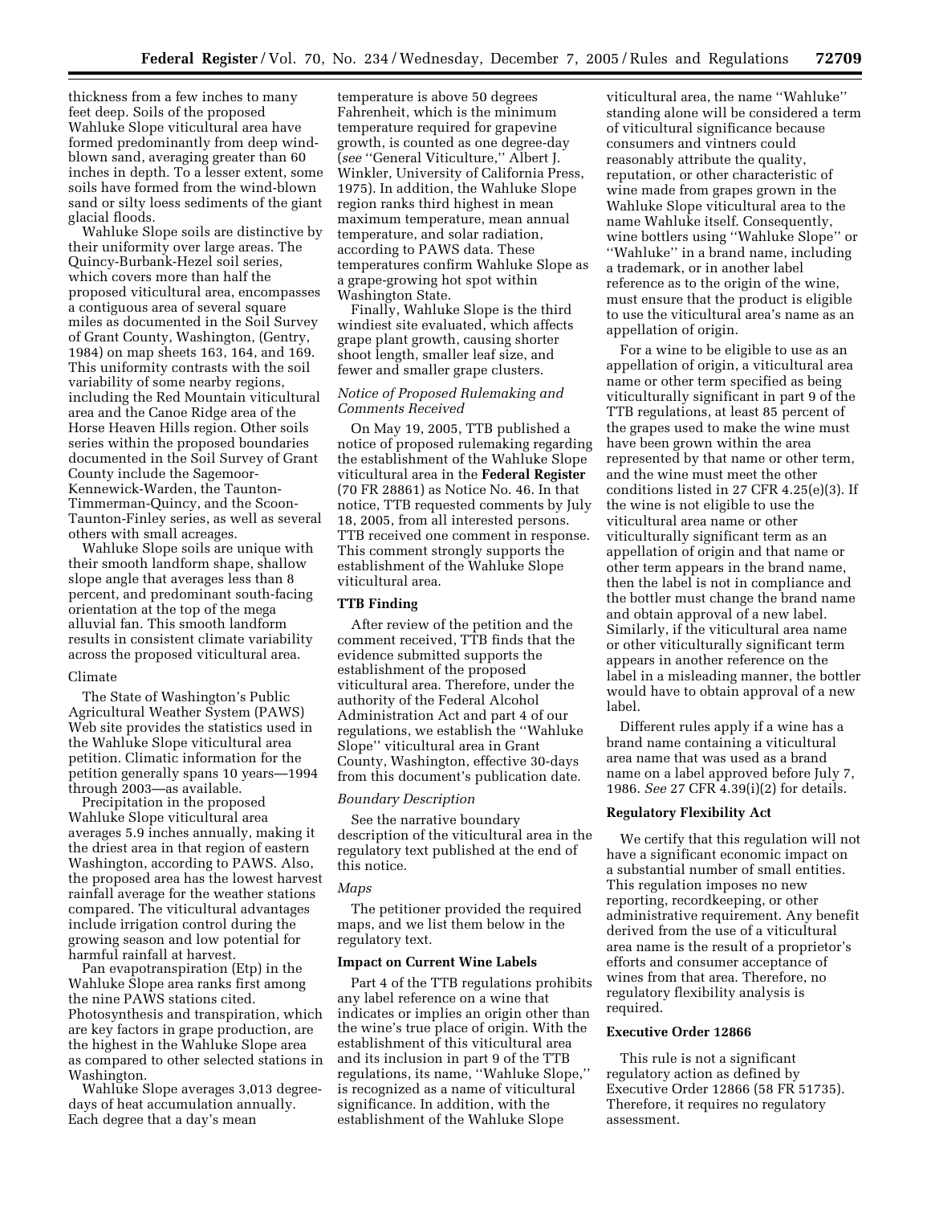thickness from a few inches to many feet deep. Soils of the proposed Wahluke Slope viticultural area have formed predominantly from deep wind-blown sand, averaging greater than 60 inches in depth. To a lesser extent, some soils have formed from the wind-blown sand or silty loess sediments of the giant glacial floods.

Wahluke Slope soils are distinctive by their uniformity over large areas. The Quincy-Burbank-Hezel soil series, which covers more than half the proposed viticultural area, encompasses a contiguous area of several square miles as documented in the Soil Survey of Grant County, Washington, (Gentry, 1984) on map sheets 163, 164, and 169. This uniformity contrasts with the soil variability of some nearby regions, including the Red Mountain viticultural area and the Canoe Ridge area of the Horse Heaven Hills region. Other soils series within the proposed boundaries documented in the Soil Survey of Grant County include the Sagemoor-Kennewick-Warden, the Taunton-Timmerman-Quincy, and the Scoon-Taunton-Finley series, as well as several others with small acreages.

Wahluke Slope soils are unique with their smooth landform shape, shallow slope angle that averages less than 8 percent, and predominant south-facing orientation at the top of the mega alluvial fan. This smooth landform results in consistent climate variability across the proposed viticultural area.

Climate

The State of Washington's Public Agricultural Weather System (PAWS) Web site provides the statistics used in the Wahluke Slope viticultural area petition. Climatic information for the petition generally spans 10 years—1994 through 2003—as available.

Precipitation in the proposed Wahluke Slope viticultural area averages 5.9 inches annually, making it the driest area in that region of eastern Washington, according to PAWS. Also, the proposed area has the lowest harvest rainfall average for the weather stations compared. The viticultural advantages include irrigation control during the growing season and low potential for harmful rainfall at harvest.

Pan evapotranspiration (Etp) in the Wahluke Slope area ranks first among the nine PAWS stations cited. Photosynthesis and transpiration, which are key factors in grape production, are the highest in the Wahluke Slope area as compared to other selected stations in Washington.

Wahluke Slope averages 3,013 degree-days of heat accumulation annually. Each degree that a day's mean temperature is above 50 degrees Fahrenheit, which is the minimum temperature required for grapevine growth, is counted as one degree-day (*see* ''General Viticulture,'' Albert J. Winkler, University of California Press, 1975). In addition, the Wahluke Slope region ranks third highest in mean maximum temperature, mean annual temperature, and solar radiation, according to PAWS data. These temperatures confirm Wahluke Slope as a grape-growing hot spot within Washington State.

Finally, Wahluke Slope is the third windiest site evaluated, which affects grape plant growth, causing shorter shoot length, smaller leaf size, and fewer and smaller grape clusters.

*Notice of Proposed Rulemaking and Comments Received*

On May 19, 2005, TTB published a notice of proposed rulemaking regarding the establishment of the Wahluke Slope viticultural area in the **Federal Register** (70 FR 28861) as Notice No. 46. In that notice, TTB requested comments by July 18, 2005, from all interested persons. TTB received one comment in response. This comment strongly supports the establishment of the Wahluke Slope viticultural area.

**TTB Finding**

After review of the petition and the comment received, TTB finds that the evidence submitted supports the establishment of the proposed viticultural area. Therefore, under the authority of the Federal Alcohol Administration Act and part 4 of our regulations, we establish the ''Wahluke Slope'' viticultural area in Grant County, Washington, effective 30-days from this document's publication date.

*Boundary Description*

See the narrative boundary description of the viticultural area in the regulatory text published at the end of this notice.

*Maps*

The petitioner provided the required maps, and we list them below in the regulatory text.

**Impact on Current Wine Labels**

Part 4 of the TTB regulations prohibits any label reference on a wine that indicates or implies an origin other than the wine's true place of origin. With the establishment of this viticultural area and its inclusion in part 9 of the TTB regulations, its name, ''Wahluke Slope,'' is recognized as a name of viticultural significance. In addition, with the establishment of the Wahluke Slope viticultural area, the name ''Wahluke'' standing alone will be considered a term of viticultural significance because consumers and vintners could reasonably attribute the quality, reputation, or other characteristic of wine made from grapes grown in the Wahluke Slope viticultural area to the name Wahluke itself. Consequently, wine bottlers using ''Wahluke Slope'' or ''Wahluke'' in a brand name, including a trademark, or in another label reference as to the origin of the wine, must ensure that the product is eligible to use the viticultural area's name as an appellation of origin.

For a wine to be eligible to use as an appellation of origin, a viticultural area name or other term specified as being viticulturally significant in part 9 of the TTB regulations, at least 85 percent of the grapes used to make the wine must have been grown within the area represented by that name or other term, and the wine must meet the other conditions listed in 27 CFR 4.25(e)(3). If the wine is not eligible to use the viticultural area name or other viticulturally significant term as an appellation of origin and that name or other term appears in the brand name, then the label is not in compliance and the bottler must change the brand name and obtain approval of a new label. Similarly, if the viticultural area name or other viticulturally significant term appears in another reference on the label in a misleading manner, the bottler would have to obtain approval of a new label.

Different rules apply if a wine has a brand name containing a viticultural area name that was used as a brand name on a label approved before July 7, 1986. *See* 27 CFR 4.39(i)(2) for details.

**Regulatory Flexibility Act**

We certify that this regulation will not have a significant economic impact on a substantial number of small entities. This regulation imposes no new reporting, recordkeeping, or other administrative requirement. Any benefit derived from the use of a viticultural area name is the result of a proprietor's efforts and consumer acceptance of wines from that area. Therefore, no regulatory flexibility analysis is required.

**Executive Order 12866**

This rule is not a significant regulatory action as defined by Executive Order 12866 (58 FR 51735). Therefore, it requires no regulatory assessment.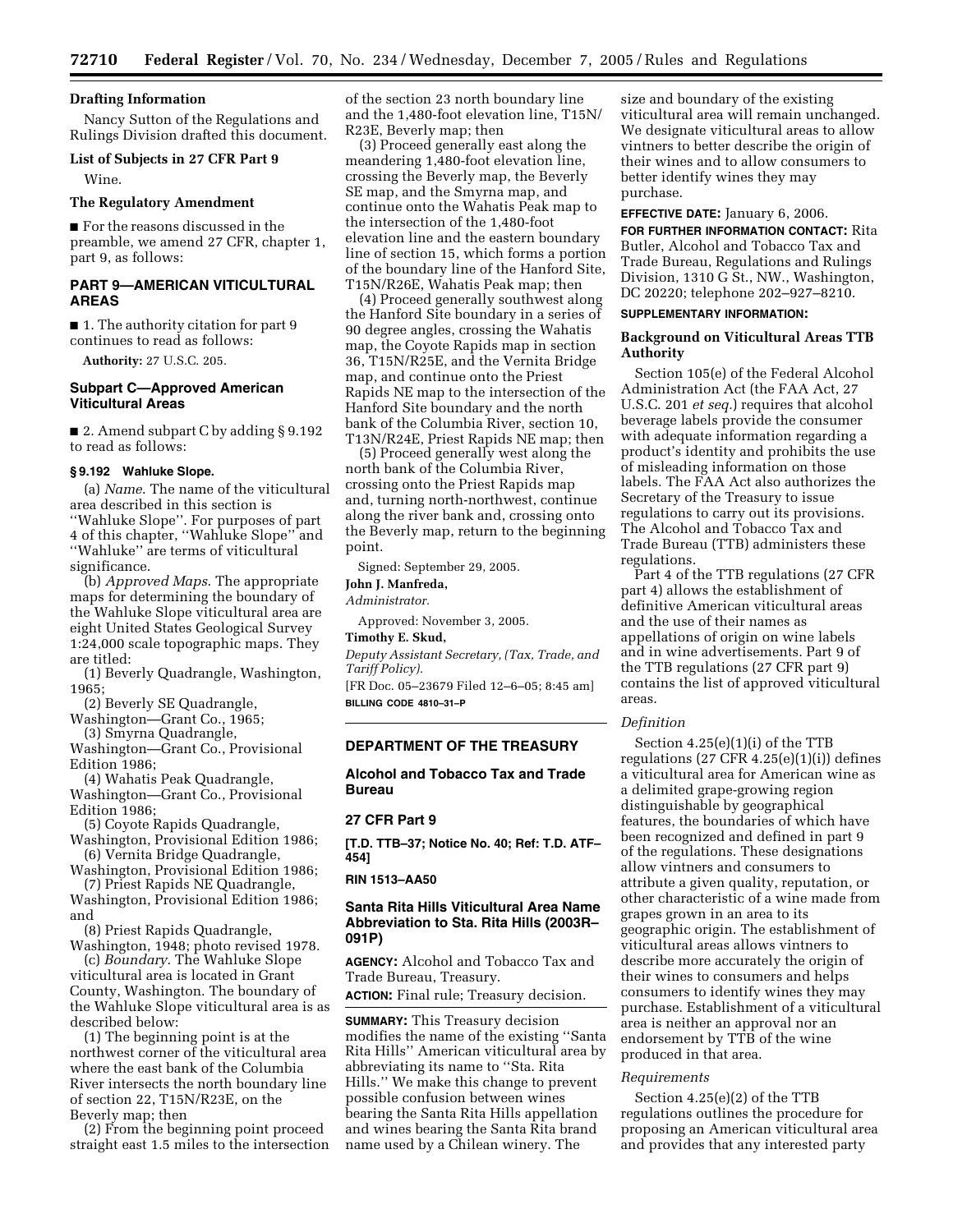**Drafting Information**

Nancy Sutton of the Regulations and Rulings Division drafted this document.

**List of Subjects in 27 CFR Part 9**

Wine.

**The Regulatory Amendment**

■ For the reasons discussed in the preamble, we amend 27 CFR, chapter 1, part 9, as follows:

## PART 9—AMERICAN VITICULTURAL AREAS

■ 1. The authority citation for part 9 continues to read as follows:

**Authority:** 27 U.S.C. 205.

### Subpart C—Approved American Viticultural Areas

■ 2. Amend subpart C by adding § 9.192 to read as follows:

**§ 9.192 Wahluke Slope.**

(a) *Name.* The name of the viticultural area described in this section is ''Wahluke Slope''. For purposes of part 4 of this chapter, ''Wahluke Slope'' and ''Wahluke'' are terms of viticultural significance.

(b) *Approved Maps.* The appropriate maps for determining the boundary of the Wahluke Slope viticultural area are eight United States Geological Survey 1:24,000 scale topographic maps. They are titled:

(1) Beverly Quadrangle, Washington, 1965;

(2) Beverly SE Quadrangle, Washington—Grant Co., 1965;

(3) Smyrna Quadrangle, Washington—Grant Co., Provisional Edition 1986;

(4) Wahatis Peak Quadrangle, Washington—Grant Co., Provisional Edition 1986;

(5) Coyote Rapids Quadrangle, Washington, Provisional Edition 1986;

(6) Vernita Bridge Quadrangle, Washington, Provisional Edition 1986;

(7) Priest Rapids NE Quadrangle, Washington, Provisional Edition 1986; and

(8) Priest Rapids Quadrangle, Washington, 1948; photo revised 1978.

(c) *Boundary.* The Wahluke Slope viticultural area is located in Grant County, Washington. The boundary of the Wahluke Slope viticultural area is as described below:

(1) The beginning point is at the northwest corner of the viticultural area where the east bank of the Columbia River intersects the north boundary line of section 22, T15N/R23E, on the Beverly map; then

(2) From the beginning point proceed straight east 1.5 miles to the intersection of the section 23 north boundary line and the 1,480-foot elevation line, T15N/R23E, Beverly map; then

(3) Proceed generally east along the meandering 1,480-foot elevation line, crossing the Beverly map, the Beverly SE map, and the Smyrna map, and continue onto the Wahatis Peak map to the intersection of the 1,480-foot elevation line and the eastern boundary line of section 15, which forms a portion of the boundary line of the Hanford Site, T15N/R26E, Wahatis Peak map; then

(4) Proceed generally southwest along the Hanford Site boundary in a series of 90 degree angles, crossing the Wahatis map, the Coyote Rapids map in section 36, T15N/R25E, and the Vernita Bridge map, and continue onto the Priest Rapids NE map to the intersection of the Hanford Site boundary and the north bank of the Columbia River, section 10, T13N/R24E, Priest Rapids NE map; then

(5) Proceed generally west along the north bank of the Columbia River, crossing onto the Priest Rapids map and, turning north-northwest, continue along the river bank and, crossing onto the Beverly map, return to the beginning point.

Signed: September 29, 2005.

**John J. Manfreda,**

*Administrator.*

Approved: November 3, 2005.

**Timothy E. Skud,**

*Deputy Assistant Secretary, (Tax, Trade, and Tariff Policy).*

[FR Doc. 05–23679 Filed 12–6–05; 8:45 am]

**BILLING CODE 4810–31–P**

---

## DEPARTMENT OF THE TREASURY

### Alcohol and Tobacco Tax and Trade Bureau

### 27 CFR Part 9

**[T.D. TTB–37; Notice No. 40; Ref: T.D. ATF–454]**

**RIN 1513–AA50**

### Santa Rita Hills Viticultural Area Name Abbreviation to Sta. Rita Hills (2003R–091P)

**AGENCY:** Alcohol and Tobacco Tax and Trade Bureau, Treasury.

**ACTION:** Final rule; Treasury decision.

**SUMMARY:** This Treasury decision modifies the name of the existing ''Santa Rita Hills'' American viticultural area by abbreviating its name to ''Sta. Rita Hills.'' We make this change to prevent possible confusion between wines bearing the Santa Rita Hills appellation and wines bearing the Santa Rita brand name used by a Chilean winery. The size and boundary of the existing viticultural area will remain unchanged. We designate viticultural areas to allow vintners to better describe the origin of their wines and to allow consumers to better identify wines they may purchase.

**EFFECTIVE DATE:** January 6, 2006.

**FOR FURTHER INFORMATION CONTACT:** Rita Butler, Alcohol and Tobacco Tax and Trade Bureau, Regulations and Rulings Division, 1310 G St., NW., Washington, DC 20220; telephone 202–927–8210.

**SUPPLEMENTARY INFORMATION:**

**Background on Viticultural Areas TTB Authority**

Section 105(e) of the Federal Alcohol Administration Act (the FAA Act, 27 U.S.C. 201 *et seq.*) requires that alcohol beverage labels provide the consumer with adequate information regarding a product's identity and prohibits the use of misleading information on those labels. The FAA Act also authorizes the Secretary of the Treasury to issue regulations to carry out its provisions. The Alcohol and Tobacco Tax and Trade Bureau (TTB) administers these regulations.

Part 4 of the TTB regulations (27 CFR part 4) allows the establishment of definitive American viticultural areas and the use of their names as appellations of origin on wine labels and in wine advertisements. Part 9 of the TTB regulations (27 CFR part 9) contains the list of approved viticultural areas.

*Definition*

Section 4.25(e)(1)(i) of the TTB regulations (27 CFR 4.25(e)(1)(i)) defines a viticultural area for American wine as a delimited grape-growing region distinguishable by geographical features, the boundaries of which have been recognized and defined in part 9 of the regulations. These designations allow vintners and consumers to attribute a given quality, reputation, or other characteristic of a wine made from grapes grown in an area to its geographic origin. The establishment of viticultural areas allows vintners to describe more accurately the origin of their wines to consumers and helps consumers to identify wines they may purchase. Establishment of a viticultural area is neither an approval nor an endorsement by TTB of the wine produced in that area.

*Requirements*

Section 4.25(e)(2) of the TTB regulations outlines the procedure for proposing an American viticultural area and provides that any interested party